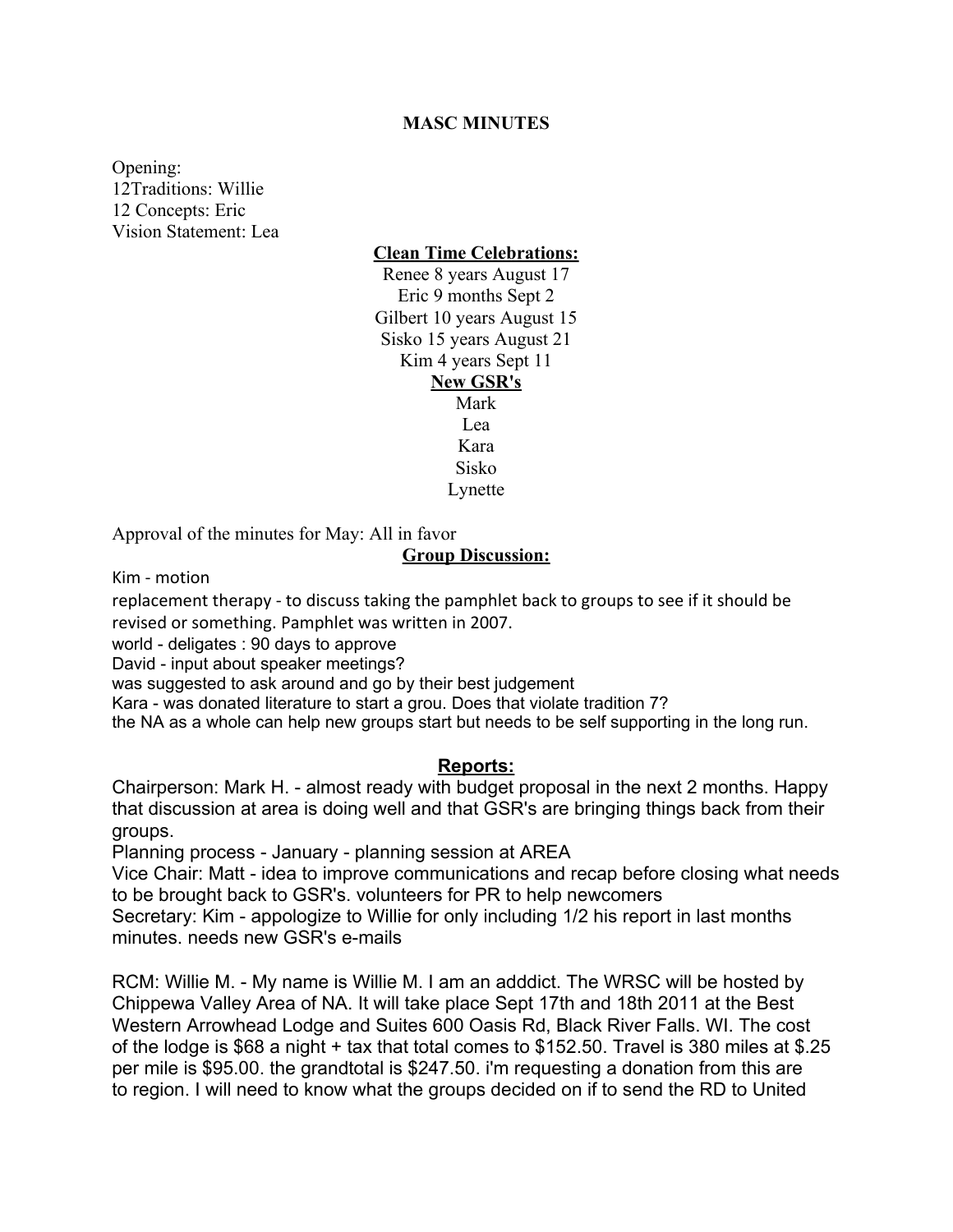# MASC MINUTES

Opening:
12Traditions: Willie
12 Concepts: Eric
Vision Statement: Lea

**Clean Time Celebrations:**

Renee 8 years August 17
Eric 9 months Sept 2
Gilbert 10 years August 15
Sisko 15 years August 21
Kim 4 years Sept 11

**New GSR's**

Mark
Lea
Kara
Sisko
Lynette

Approval of the minutes for May: All in favor

**Group Discussion:**

Kim - motion
replacement therapy - to discuss taking the pamphlet back to groups to see if it should be revised or something. Pamphlet was written in 2007.
world - deligates : 90 days to approve
David - input about speaker meetings?
was suggested to ask around and go by their best judgement
Kara - was donated literature to start a grou. Does that violate tradition 7?
the NA as a whole can help new groups start but needs to be self supporting in the long run.

**Reports:**

Chairperson: Mark H. - almost ready with budget proposal in the next 2 months. Happy that discussion at area is doing well and that GSR's are bringing things back from their groups.
Planning process - January - planning session at AREA
Vice Chair: Matt - idea to improve communications and recap before closing what needs to be brought back to GSR's. volunteers for PR to help newcomers
Secretary: Kim - appologize to Willie for only including 1/2 his report in last months minutes. needs new GSR's e-mails

RCM: Willie M. - My name is Willie M. I am an adddict. The WRSC will be hosted by Chippewa Valley Area of NA. It will take place Sept 17th and 18th 2011 at the Best Western Arrowhead Lodge and Suites 600 Oasis Rd, Black River Falls. WI. The cost of the lodge is $68 a night + tax that total comes to $152.50. Travel is 380 miles at $.25 per mile is $95.00. the grandtotal is $247.50. i'm requesting a donation from this are to region. I will need to know what the groups decided on if to send the RD to United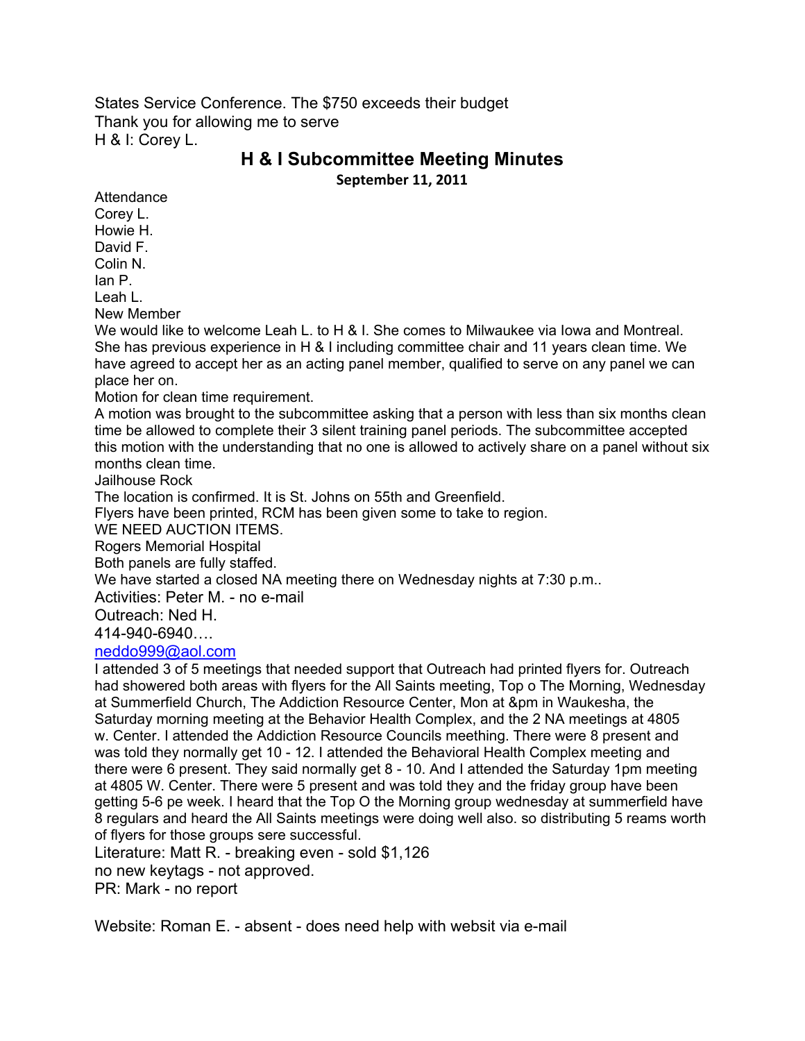States Service Conference. The $750 exceeds their budget
Thank you for allowing me to serve
H & I: Corey L.

## H & I Subcommittee Meeting Minutes

**September 11, 2011**

Attendance
Corey L.
Howie H.
David F.
Colin N.
Ian P.
Leah L.

New Member
We would like to welcome Leah L. to H & I. She comes to Milwaukee via Iowa and Montreal. She has previous experience in H & I including committee chair and 11 years clean time. We have agreed to accept her as an acting panel member, qualified to serve on any panel we can place her on.

Motion for clean time requirement.
A motion was brought to the subcommittee asking that a person with less than six months clean time be allowed to complete their 3 silent training panel periods. The subcommittee accepted this motion with the understanding that no one is allowed to actively share on a panel without six months clean time.

Jailhouse Rock
The location is confirmed. It is St. Johns on 55th and Greenfield.
Flyers have been printed, RCM has been given some to take to region.
WE NEED AUCTION ITEMS.

Rogers Memorial Hospital
Both panels are fully staffed.
We have started a closed NA meeting there on Wednesday nights at 7:30 p.m..

Activities: Peter M. - no e-mail

Outreach: Ned H.
414-940-6940….
neddo999@aol.com

I attended 3 of 5 meetings that needed support that Outreach had printed flyers for. Outreach had showered both areas with flyers for the All Saints meeting, Top o The Morning, Wednesday at Summerfield Church, The Addiction Resource Center, Mon at &pm in Waukesha, the Saturday morning meeting at the Behavior Health Complex, and the 2 NA meetings at 4805 w. Center. I attended the Addiction Resource Councils meething. There were 8 present and was told they normally get 10 - 12. I attended the Behavioral Health Complex meeting and there were 6 present. They said normally get 8 - 10. And I attended the Saturday 1pm meeting at 4805 W. Center. There were 5 present and was told they and the friday group have been getting 5-6 pe week. I heard that the Top O the Morning group wednesday at summerfield have 8 regulars and heard the All Saints meetings were doing well also. so distributing 5 reams worth of flyers for those groups sere successful.

Literature: Matt R. - breaking even - sold $1,126
no new keytags - not approved.

PR: Mark - no report

Website: Roman E. - absent - does need help with websit via e-mail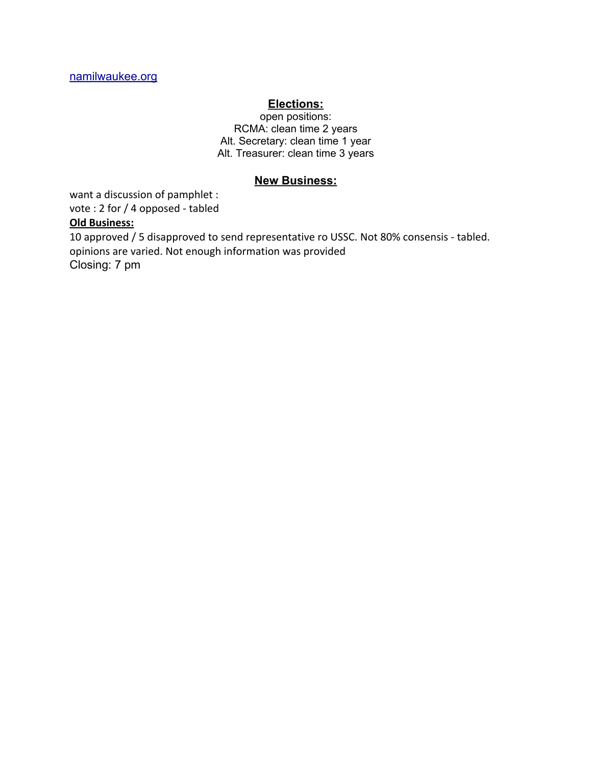[namilwaukee.org](namilwaukee.org)

## Elections:

open positions:
RCMA: clean time 2 years
Alt. Secretary: clean time 1 year
Alt. Treasurer: clean time 3 years

## New Business:

want a discussion of pamphlet :
vote : 2 for / 4 opposed - tabled

**Old Business:**

10 approved / 5 disapproved to send representative ro USSC. Not 80% consensis - tabled.
opinions are varied. Not enough information was provided

Closing: 7 pm